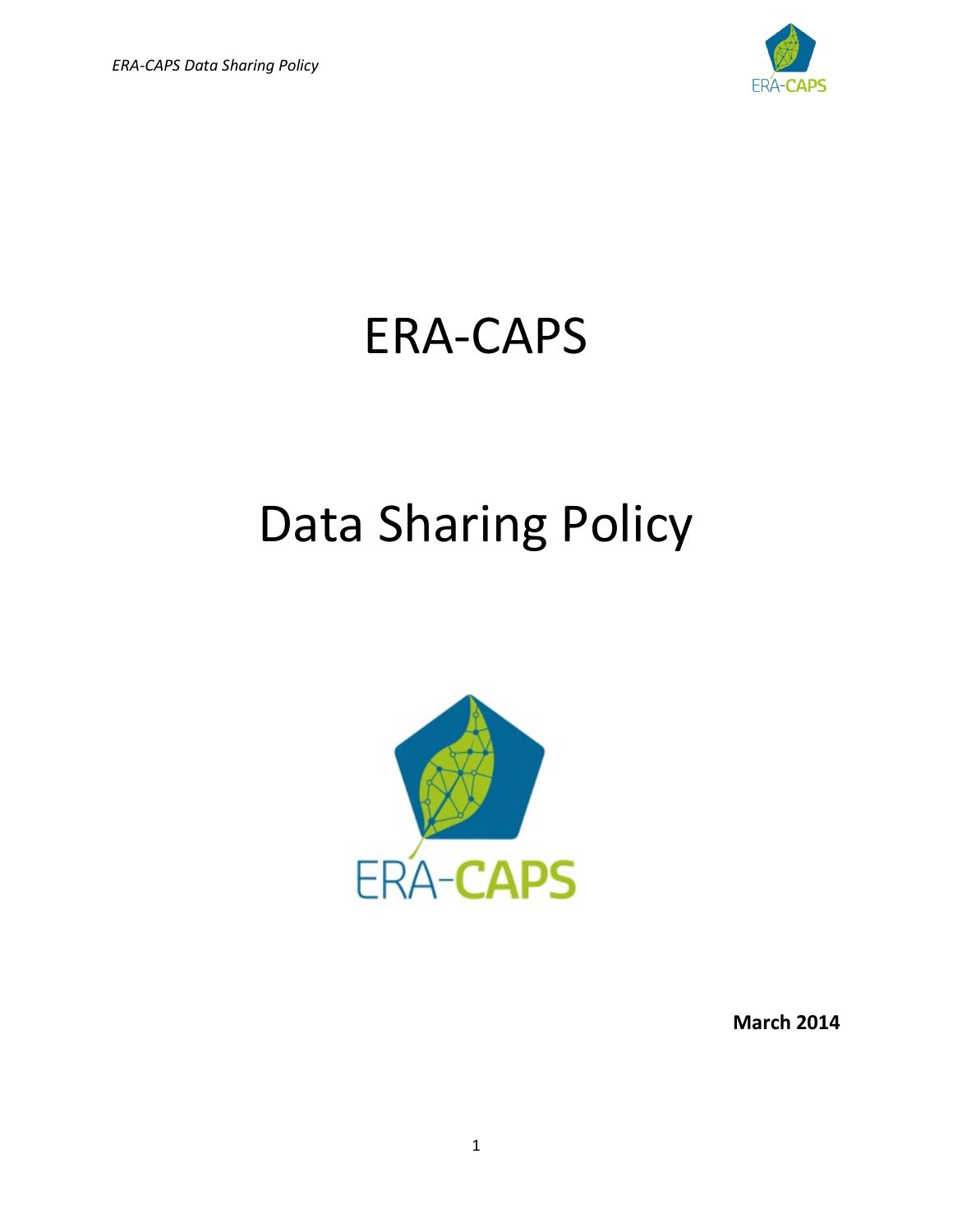# ERA-CAPS

# Data Sharing Policy

ERA-CAPS

**March 2014**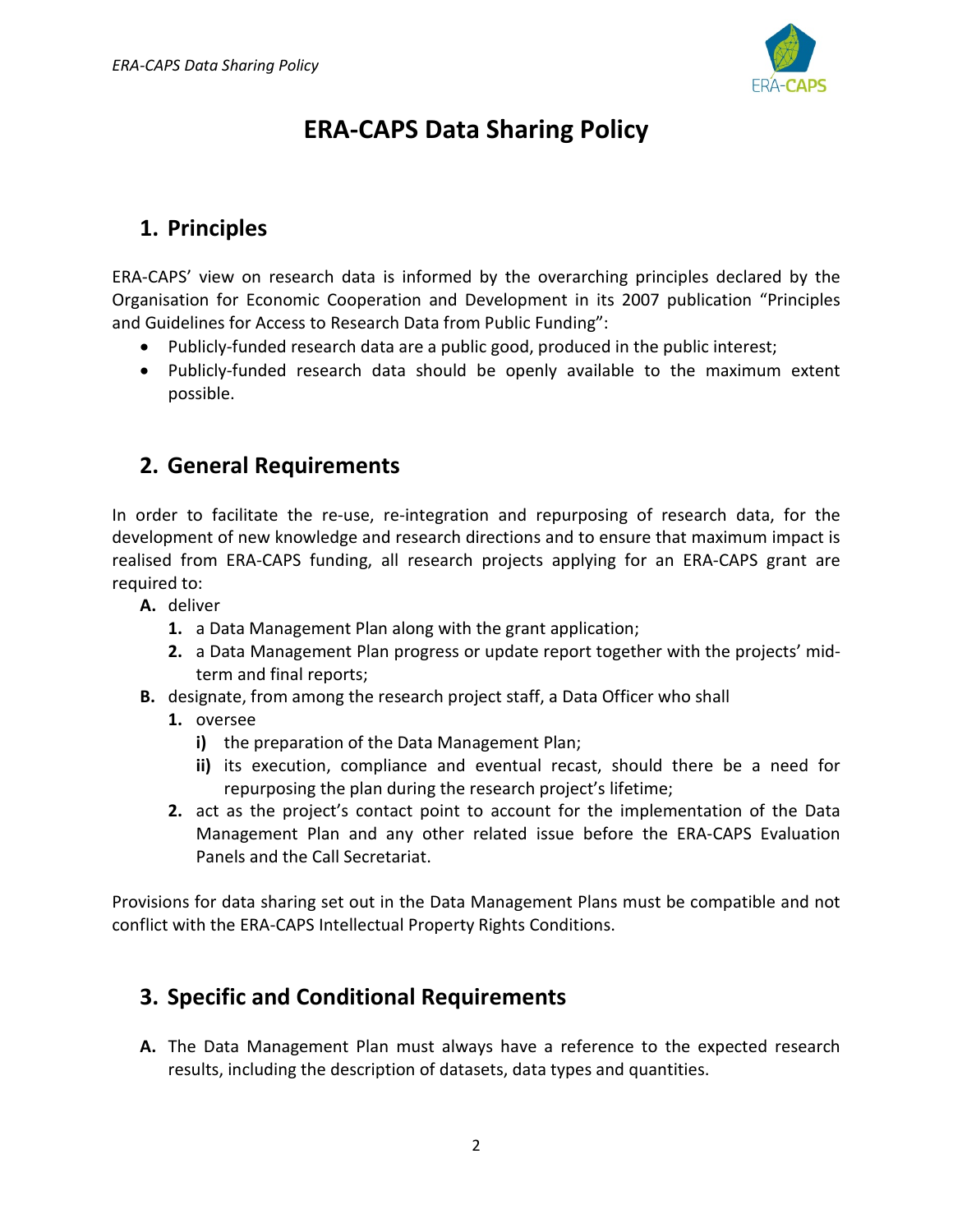# ERA-CAPS Data Sharing Policy

## 1. Principles

ERA-CAPS' view on research data is informed by the overarching principles declared by the Organisation for Economic Cooperation and Development in its 2007 publication "Principles and Guidelines for Access to Research Data from Public Funding":

- Publicly-funded research data are a public good, produced in the public interest;
- Publicly-funded research data should be openly available to the maximum extent possible.

## 2. General Requirements

In order to facilitate the re-use, re-integration and repurposing of research data, for the development of new knowledge and research directions and to ensure that maximum impact is realised from ERA-CAPS funding, all research projects applying for an ERA-CAPS grant are required to:

**A.** deliver

  **1.** a Data Management Plan along with the grant application;

  **2.** a Data Management Plan progress or update report together with the projects' mid-term and final reports;

**B.** designate, from among the research project staff, a Data Officer who shall

  **1.** oversee

    **i)** the preparation of the Data Management Plan;

    **ii)** its execution, compliance and eventual recast, should there be a need for repurposing the plan during the research project's lifetime;

  **2.** act as the project's contact point to account for the implementation of the Data Management Plan and any other related issue before the ERA-CAPS Evaluation Panels and the Call Secretariat.

Provisions for data sharing set out in the Data Management Plans must be compatible and not conflict with the ERA-CAPS Intellectual Property Rights Conditions.

## 3. Specific and Conditional Requirements

**A.** The Data Management Plan must always have a reference to the expected research results, including the description of datasets, data types and quantities.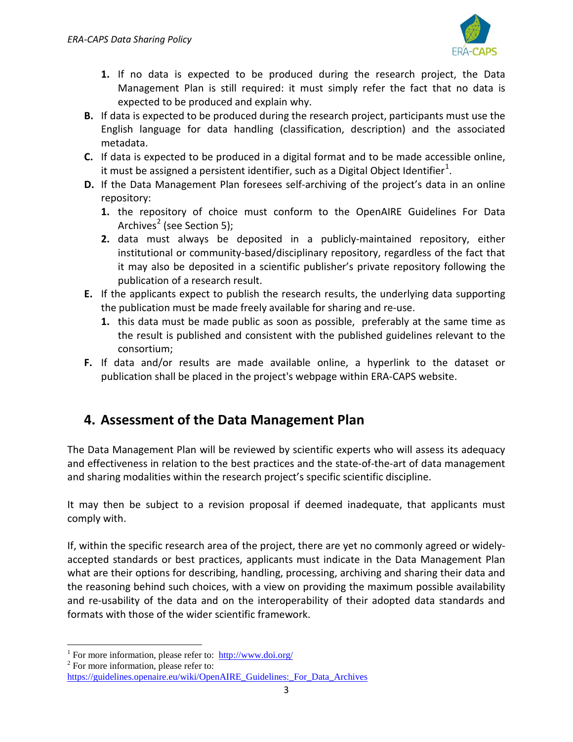1. If no data is expected to be produced during the research project, the Data Management Plan is still required: it must simply refer the fact that no data is expected to be produced and explain why.

B. If data is expected to be produced during the research project, participants must use the English language for data handling (classification, description) and the associated metadata.

C. If data is expected to be produced in a digital format and to be made accessible online, it must be assigned a persistent identifier, such as a Digital Object Identifier[1].

D. If the Data Management Plan foresees self-archiving of the project's data in an online repository:
   1. the repository of choice must conform to the OpenAIRE Guidelines For Data Archives[2] (see Section 5);
   2. data must always be deposited in a publicly-maintained repository, either institutional or community-based/disciplinary repository, regardless of the fact that it may also be deposited in a scientific publisher's private repository following the publication of a research result.

E. If the applicants expect to publish the research results, the underlying data supporting the publication must be made freely available for sharing and re-use.
   1. this data must be made public as soon as possible, preferably at the same time as the result is published and consistent with the published guidelines relevant to the consortium;

F. If data and/or results are made available online, a hyperlink to the dataset or publication shall be placed in the project's webpage within ERA-CAPS website.

## 4. Assessment of the Data Management Plan

The Data Management Plan will be reviewed by scientific experts who will assess its adequacy and effectiveness in relation to the best practices and the state-of-the-art of data management and sharing modalities within the research project's specific scientific discipline.

It may then be subject to a revision proposal if deemed inadequate, that applicants must comply with.

If, within the specific research area of the project, there are yet no commonly agreed or widely-accepted standards or best practices, applicants must indicate in the Data Management Plan what are their options for describing, handling, processing, archiving and sharing their data and the reasoning behind such choices, with a view on providing the maximum possible availability and re-usability of the data and on the interoperability of their adopted data standards and formats with those of the wider scientific framework.

---

[1] For more information, please refer to: http://www.doi.org/

[2] For more information, please refer to: https://guidelines.openaire.eu/wiki/OpenAIRE_Guidelines:_For_Data_Archives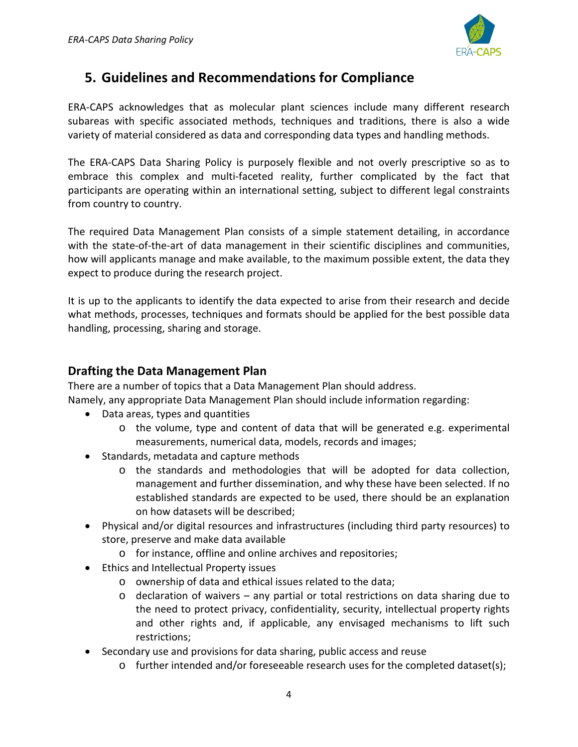## 5. Guidelines and Recommendations for Compliance

ERA-CAPS acknowledges that as molecular plant sciences include many different research subareas with specific associated methods, techniques and traditions, there is also a wide variety of material considered as data and corresponding data types and handling methods.

The ERA-CAPS Data Sharing Policy is purposely flexible and not overly prescriptive so as to embrace this complex and multi-faceted reality, further complicated by the fact that participants are operating within an international setting, subject to different legal constraints from country to country.

The required Data Management Plan consists of a simple statement detailing, in accordance with the state-of-the-art of data management in their scientific disciplines and communities, how will applicants manage and make available, to the maximum possible extent, the data they expect to produce during the research project.

It is up to the applicants to identify the data expected to arise from their research and decide what methods, processes, techniques and formats should be applied for the best possible data handling, processing, sharing and storage.

### Drafting the Data Management Plan

There are a number of topics that a Data Management Plan should address.
Namely, any appropriate Data Management Plan should include information regarding:

- Data areas, types and quantities
  - the volume, type and content of data that will be generated e.g. experimental measurements, numerical data, models, records and images;
- Standards, metadata and capture methods
  - the standards and methodologies that will be adopted for data collection, management and further dissemination, and why these have been selected. If no established standards are expected to be used, there should be an explanation on how datasets will be described;
- Physical and/or digital resources and infrastructures (including third party resources) to store, preserve and make data available
  - for instance, offline and online archives and repositories;
- Ethics and Intellectual Property issues
  - ownership of data and ethical issues related to the data;
  - declaration of waivers – any partial or total restrictions on data sharing due to the need to protect privacy, confidentiality, security, intellectual property rights and other rights and, if applicable, any envisaged mechanisms to lift such restrictions;
- Secondary use and provisions for data sharing, public access and reuse
  - further intended and/or foreseeable research uses for the completed dataset(s);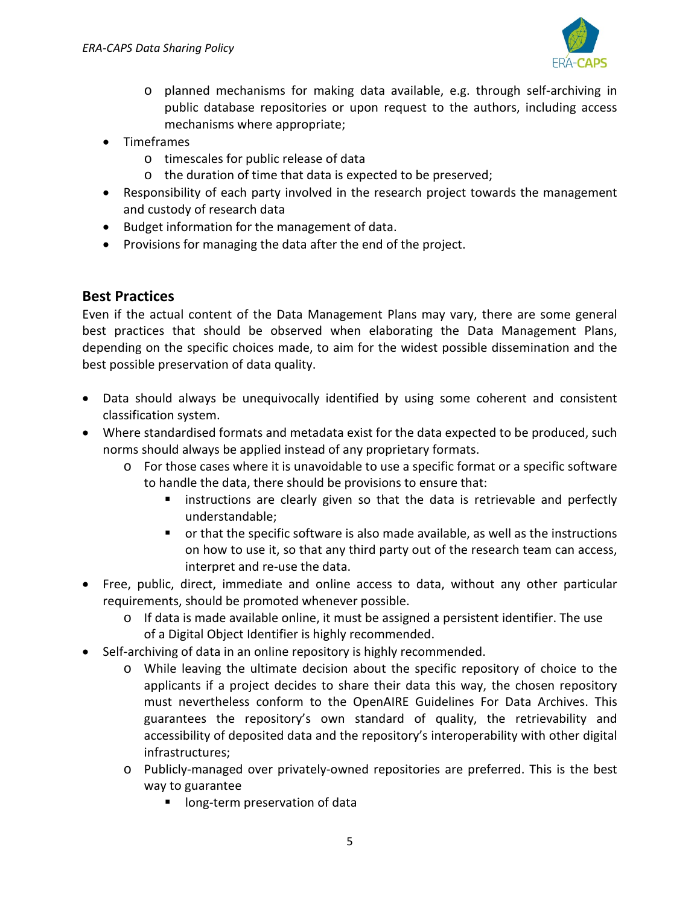- planned mechanisms for making data available, e.g. through self-archiving in public database repositories or upon request to the authors, including access mechanisms where appropriate;
- Timeframes
    - timescales for public release of data
    - the duration of time that data is expected to be preserved;
- Responsibility of each party involved in the research project towards the management and custody of research data
- Budget information for the management of data.
- Provisions for managing the data after the end of the project.

## Best Practices

Even if the actual content of the Data Management Plans may vary, there are some general best practices that should be observed when elaborating the Data Management Plans, depending on the specific choices made, to aim for the widest possible dissemination and the best possible preservation of data quality.

- Data should always be unequivocally identified by using some coherent and consistent classification system.
- Where standardised formats and metadata exist for the data expected to be produced, such norms should always be applied instead of any proprietary formats.
    - For those cases where it is unavoidable to use a specific format or a specific software to handle the data, there should be provisions to ensure that:
        - instructions are clearly given so that the data is retrievable and perfectly understandable;
        - or that the specific software is also made available, as well as the instructions on how to use it, so that any third party out of the research team can access, interpret and re-use the data.
- Free, public, direct, immediate and online access to data, without any other particular requirements, should be promoted whenever possible.
    - If data is made available online, it must be assigned a persistent identifier. The use of a Digital Object Identifier is highly recommended.
- Self-archiving of data in an online repository is highly recommended.
    - While leaving the ultimate decision about the specific repository of choice to the applicants if a project decides to share their data this way, the chosen repository must nevertheless conform to the OpenAIRE Guidelines For Data Archives. This guarantees the repository's own standard of quality, the retrievability and accessibility of deposited data and the repository's interoperability with other digital infrastructures;
    - Publicly-managed over privately-owned repositories are preferred. This is the best way to guarantee
        - long-term preservation of data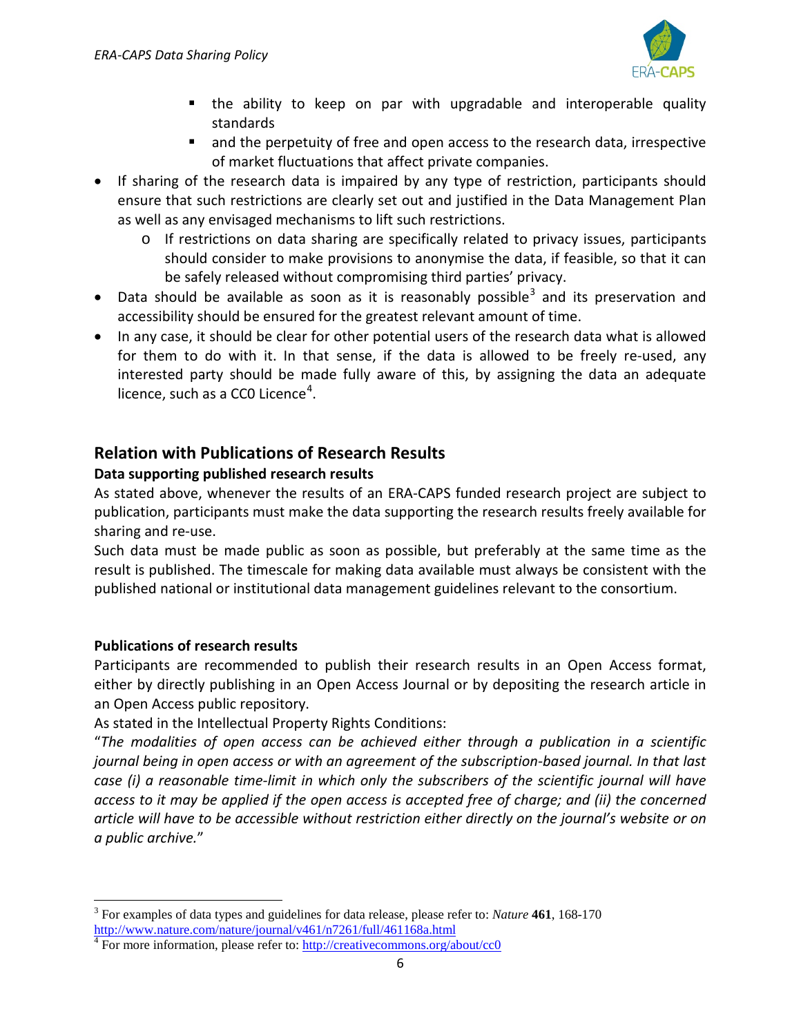- the ability to keep on par with upgradable and interoperable quality standards
    - and the perpetuity of free and open access to the research data, irrespective of market fluctuations that affect private companies.
- If sharing of the research data is impaired by any type of restriction, participants should ensure that such restrictions are clearly set out and justified in the Data Management Plan as well as any envisaged mechanisms to lift such restrictions.
    - If restrictions on data sharing are specifically related to privacy issues, participants should consider to make provisions to anonymise the data, if feasible, so that it can be safely released without compromising third parties' privacy.
- Data should be available as soon as it is reasonably possible[3] and its preservation and accessibility should be ensured for the greatest relevant amount of time.
- In any case, it should be clear for other potential users of the research data what is allowed for them to do with it. In that sense, if the data is allowed to be freely re-used, any interested party should be made fully aware of this, by assigning the data an adequate licence, such as a CC0 Licence[4].

## Relation with Publications of Research Results

### Data supporting published research results

As stated above, whenever the results of an ERA-CAPS funded research project are subject to publication, participants must make the data supporting the research results freely available for sharing and re-use.

Such data must be made public as soon as possible, but preferably at the same time as the result is published. The timescale for making data available must always be consistent with the published national or institutional data management guidelines relevant to the consortium.

### Publications of research results

Participants are recommended to publish their research results in an Open Access format, either by directly publishing in an Open Access Journal or by depositing the research article in an Open Access public repository.

As stated in the Intellectual Property Rights Conditions:

"*The modalities of open access can be achieved either through a publication in a scientific journal being in open access or with an agreement of the subscription-based journal. In that last case (i) a reasonable time-limit in which only the subscribers of the scientific journal will have access to it may be applied if the open access is accepted free of charge; and (ii) the concerned article will have to be accessible without restriction either directly on the journal's website or on a public archive.*"

---

[3] For examples of data types and guidelines for data release, please refer to: *Nature* **461**, 168-170 http://www.nature.com/nature/journal/v461/n7261/full/461168a.html

[4] For more information, please refer to: http://creativecommons.org/about/cc0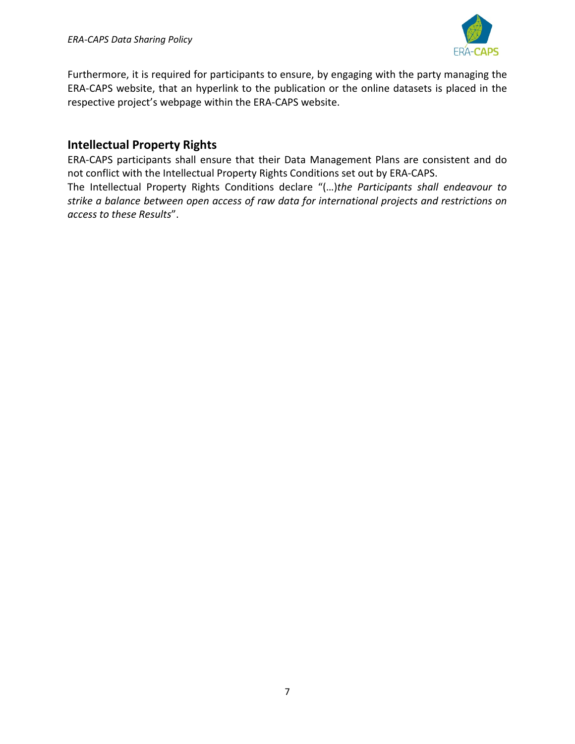Furthermore, it is required for participants to ensure, by engaging with the party managing the ERA-CAPS website, that an hyperlink to the publication or the online datasets is placed in the respective project's webpage within the ERA-CAPS website.

## Intellectual Property Rights

ERA-CAPS participants shall ensure that their Data Management Plans are consistent and do not conflict with the Intellectual Property Rights Conditions set out by ERA-CAPS.

The Intellectual Property Rights Conditions declare "(…)*the Participants shall endeavour to strike a balance between open access of raw data for international projects and restrictions on access to these Results*".